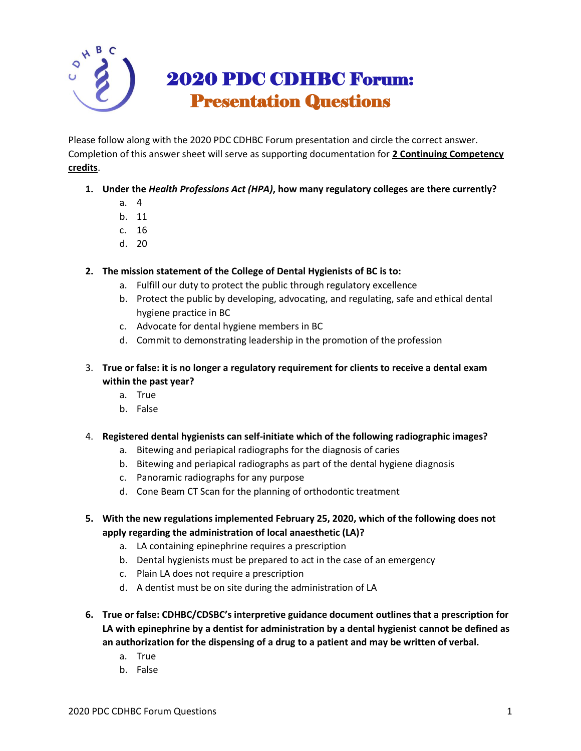# 2020 PDC CDHBC Forum: Presentation Questions

Please follow along with the 2020 PDC CDHBC Forum presentation and circle the correct answer. Completion of this answer sheet will serve as supporting documentation for **2 Continuing Competency credits**.

1. **Under the *Health Professions Act (HPA)*, how many regulatory colleges are there currently?**
   a. 4
   b. 11
   c. 16
   d. 20

2. **The mission statement of the College of Dental Hygienists of BC is to:**
   a. Fulfill our duty to protect the public through regulatory excellence
   b. Protect the public by developing, advocating, and regulating, safe and ethical dental hygiene practice in BC
   c. Advocate for dental hygiene members in BC
   d. Commit to demonstrating leadership in the promotion of the profession

3. **True or false: it is no longer a regulatory requirement for clients to receive a dental exam within the past year?**
   a. True
   b. False

4. **Registered dental hygienists can self-initiate which of the following radiographic images?**
   a. Bitewing and periapical radiographs for the diagnosis of caries
   b. Bitewing and periapical radiographs as part of the dental hygiene diagnosis
   c. Panoramic radiographs for any purpose
   d. Cone Beam CT Scan for the planning of orthodontic treatment

5. **With the new regulations implemented February 25, 2020, which of the following does not apply regarding the administration of local anaesthetic (LA)?**
   a. LA containing epinephrine requires a prescription
   b. Dental hygienists must be prepared to act in the case of an emergency
   c. Plain LA does not require a prescription
   d. A dentist must be on site during the administration of LA

6. **True or false: CDHBC/CDSBC's interpretive guidance document outlines that a prescription for LA with epinephrine by a dentist for administration by a dental hygienist cannot be defined as an authorization for the dispensing of a drug to a patient and may be written of verbal.**
   a. True
   b. False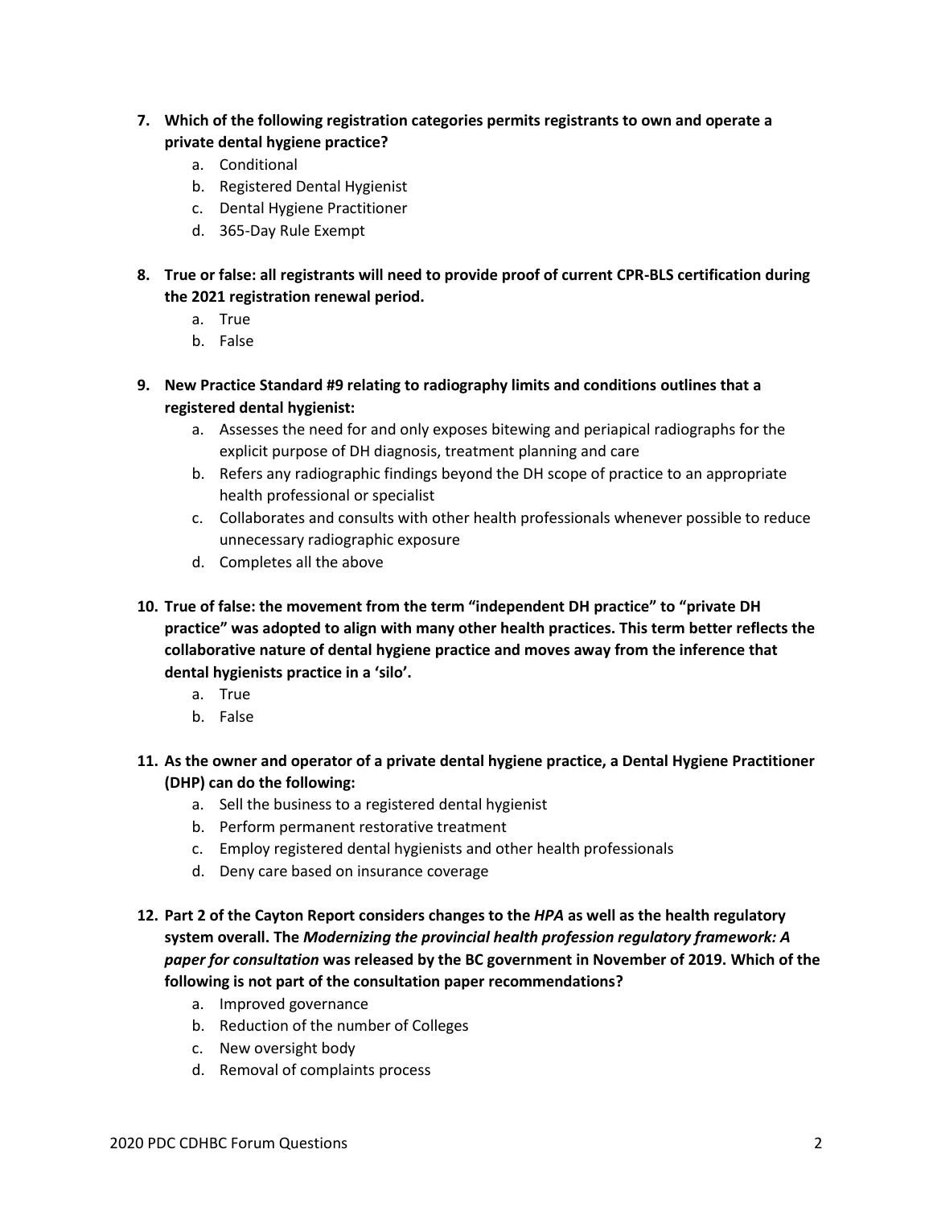7. **Which of the following registration categories permits registrants to own and operate a private dental hygiene practice?**
    a. Conditional
    b. Registered Dental Hygienist
    c. Dental Hygiene Practitioner
    d. 365-Day Rule Exempt

8. **True or false: all registrants will need to provide proof of current CPR-BLS certification during the 2021 registration renewal period.**
    a. True
    b. False

9. **New Practice Standard #9 relating to radiography limits and conditions outlines that a registered dental hygienist:**
    a. Assesses the need for and only exposes bitewing and periapical radiographs for the explicit purpose of DH diagnosis, treatment planning and care
    b. Refers any radiographic findings beyond the DH scope of practice to an appropriate health professional or specialist
    c. Collaborates and consults with other health professionals whenever possible to reduce unnecessary radiographic exposure
    d. Completes all the above

10. **True of false: the movement from the term "independent DH practice" to "private DH practice" was adopted to align with many other health practices. This term better reflects the collaborative nature of dental hygiene practice and moves away from the inference that dental hygienists practice in a 'silo'.**
    a. True
    b. False

11. **As the owner and operator of a private dental hygiene practice, a Dental Hygiene Practitioner (DHP) can do the following:**
    a. Sell the business to a registered dental hygienist
    b. Perform permanent restorative treatment
    c. Employ registered dental hygienists and other health professionals
    d. Deny care based on insurance coverage

12. **Part 2 of the Cayton Report considers changes to the *HPA* as well as the health regulatory system overall. The *Modernizing the provincial health profession regulatory framework: A paper for consultation* was released by the BC government in November of 2019. Which of the following is not part of the consultation paper recommendations?**
    a. Improved governance
    b. Reduction of the number of Colleges
    c. New oversight body
    d. Removal of complaints process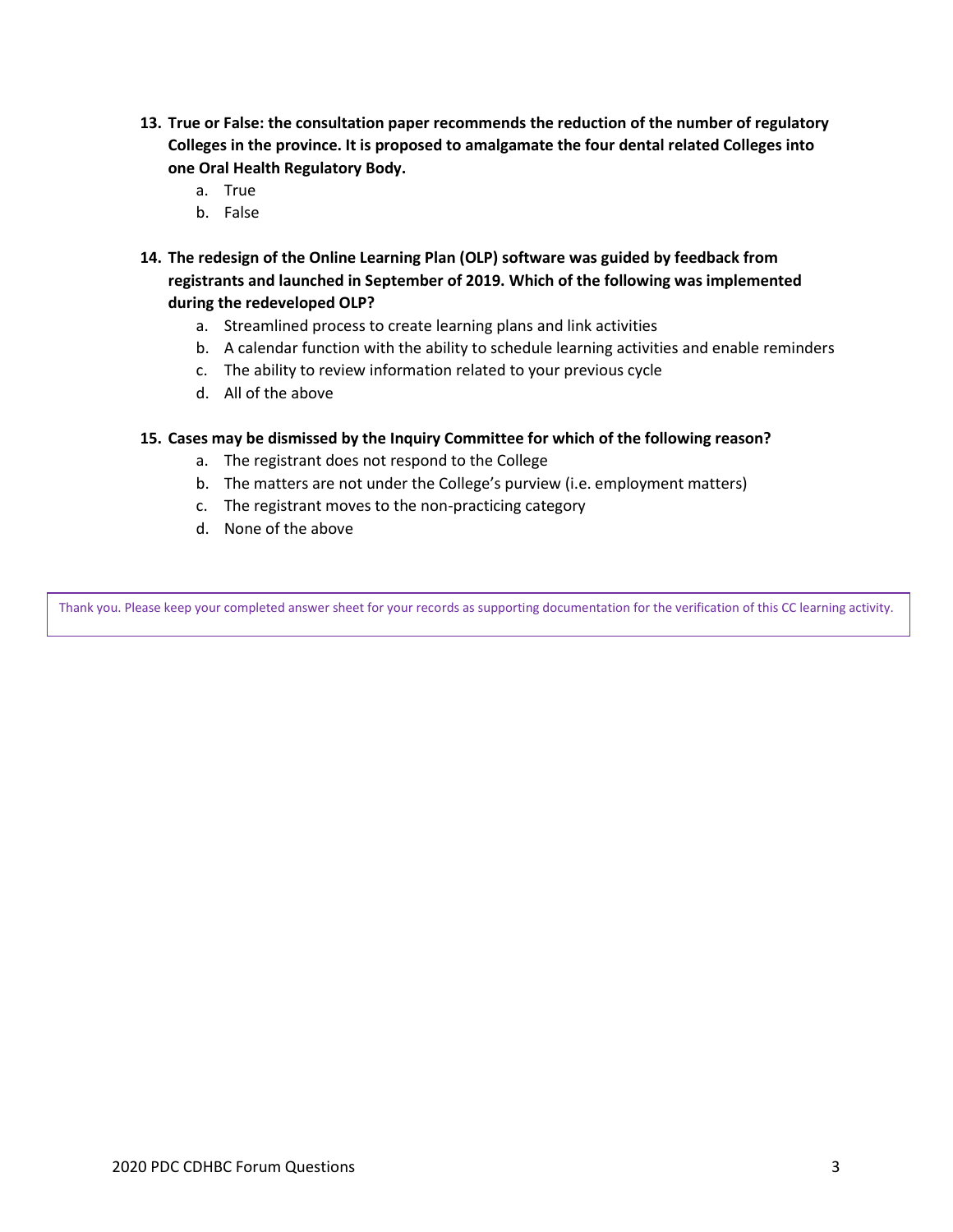13. **True or False: the consultation paper recommends the reduction of the number of regulatory Colleges in the province. It is proposed to amalgamate the four dental related Colleges into one Oral Health Regulatory Body.**
    a. True
    b. False

14. **The redesign of the Online Learning Plan (OLP) software was guided by feedback from registrants and launched in September of 2019. Which of the following was implemented during the redeveloped OLP?**
    a. Streamlined process to create learning plans and link activities
    b. A calendar function with the ability to schedule learning activities and enable reminders
    c. The ability to review information related to your previous cycle
    d. All of the above

15. **Cases may be dismissed by the Inquiry Committee for which of the following reason?**
    a. The registrant does not respond to the College
    b. The matters are not under the College's purview (i.e. employment matters)
    c. The registrant moves to the non-practicing category
    d. None of the above

Thank you. Please keep your completed answer sheet for your records as supporting documentation for the verification of this CC learning activity.